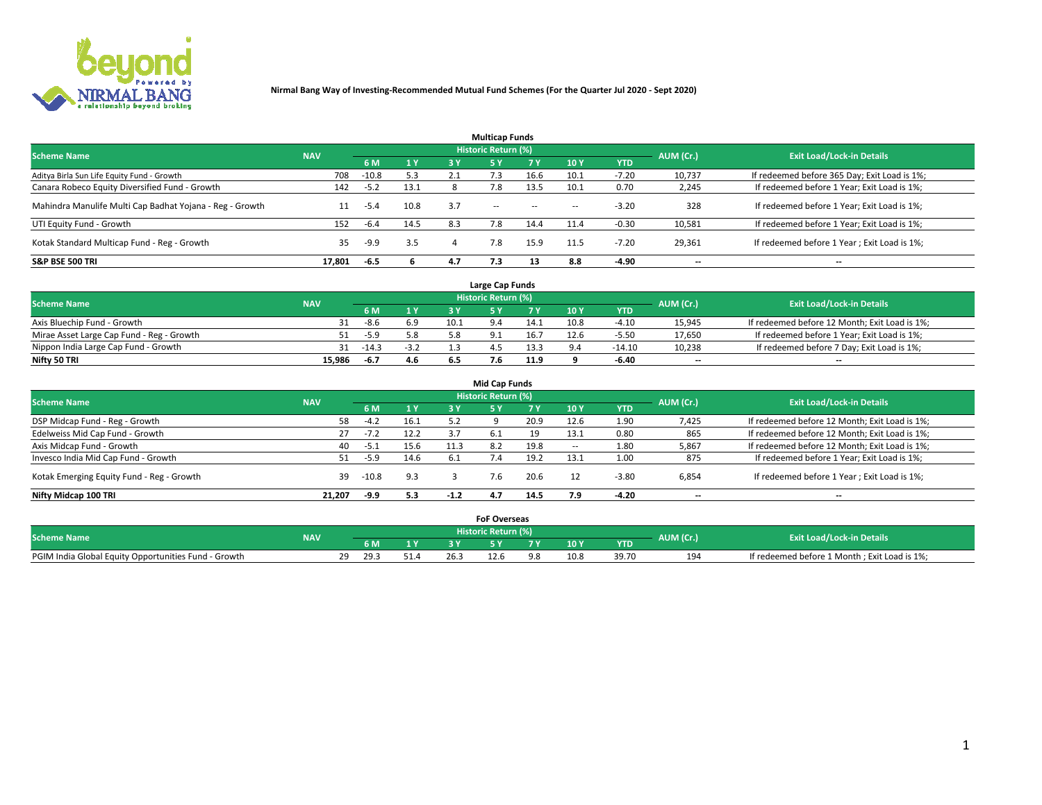**Nirmal Bang Way of Investing-Recommended Mutual Fund Schemes (For the Quarter Jul 2020 - Sept 2020)**

### Multicap Funds

| Scheme Name | NAV | Historic Return (%) | | | | | | | AUM (Cr.) | Exit Load/Lock-in Details |
|---|---|---|---|---|---|---|---|---|---|---|
| | | 6 M | 1 Y | 3 Y | 5 Y | 7 Y | 10 Y | YTD | | |
| Aditya Birla Sun Life Equity Fund - Growth | 708 | -10.8 | 5.3 | 2.1 | 7.3 | 16.6 | 10.1 | -7.20 | 10,737 | If redeemed before 365 Day; Exit Load is 1%; |
| Canara Robeco Equity Diversified Fund - Growth | 142 | -5.2 | 13.1 | 8 | 7.8 | 13.5 | 10.1 | 0.70 | 2,245 | If redeemed before 1 Year; Exit Load is 1%; |
| Mahindra Manulife Multi Cap Badhat Yojana - Reg - Growth | 11 | -5.4 | 10.8 | 3.7 | -- | -- | -- | -3.20 | 328 | If redeemed before 1 Year; Exit Load is 1%; |
| UTI Equity Fund - Growth | 152 | -6.4 | 14.5 | 8.3 | 7.8 | 14.4 | 11.4 | -0.30 | 10,581 | If redeemed before 1 Year; Exit Load is 1%; |
| Kotak Standard Multicap Fund - Reg - Growth | 35 | -9.9 | 3.5 | 4 | 7.8 | 15.9 | 11.5 | -7.20 | 29,361 | If redeemed before 1 Year ; Exit Load is 1%; |
| **S&P BSE 500 TRI** | **17,801** | **-6.5** | **6** | **4.7** | **7.3** | **13** | **8.8** | **-4.90** | **--** | **--** |

### Large Cap Funds

| Scheme Name | NAV | Historic Return (%) | | | | | | | AUM (Cr.) | Exit Load/Lock-in Details |
|---|---|---|---|---|---|---|---|---|---|---|
| | | 6 M | 1 Y | 3 Y | 5 Y | 7 Y | 10 Y | YTD | | |
| Axis Bluechip Fund - Growth | 31 | -8.6 | 6.9 | 10.1 | 9.4 | 14.1 | 10.8 | -4.10 | 15,945 | If redeemed before 12 Month; Exit Load is 1%; |
| Mirae Asset Large Cap Fund - Reg - Growth | 51 | -5.9 | 5.8 | 5.8 | 9.1 | 16.7 | 12.6 | -5.50 | 17,650 | If redeemed before 1 Year; Exit Load is 1%; |
| Nippon India Large Cap Fund - Growth | 31 | -14.3 | -3.2 | 1.3 | 4.5 | 13.3 | 9.4 | -14.10 | 10,238 | If redeemed before 7 Day; Exit Load is 1%; |
| **Nifty 50 TRI** | **15,986** | **-6.7** | **4.6** | **6.5** | **7.6** | **11.9** | **9** | **-6.40** | **--** | **--** |

### Mid Cap Funds

| Scheme Name | NAV | Historic Return (%) | | | | | | | AUM (Cr.) | Exit Load/Lock-in Details |
|---|---|---|---|---|---|---|---|---|---|---|
| | | 6 M | 1 Y | 3 Y | 5 Y | 7 Y | 10 Y | YTD | | |
| DSP Midcap Fund - Reg - Growth | 58 | -4.2 | 16.1 | 5.2 | 9 | 20.9 | 12.6 | 1.90 | 7,425 | If redeemed before 12 Month; Exit Load is 1%; |
| Edelweiss Mid Cap Fund - Growth | 27 | -7.2 | 12.2 | 3.7 | 6.1 | 19 | 13.1 | 0.80 | 865 | If redeemed before 12 Month; Exit Load is 1%; |
| Axis Midcap Fund - Growth | 40 | -5.1 | 15.6 | 11.3 | 8.2 | 19.8 | -- | 1.80 | 5,867 | If redeemed before 12 Month; Exit Load is 1%; |
| Invesco India Mid Cap Fund - Growth | 51 | -5.9 | 14.6 | 6.1 | 7.4 | 19.2 | 13.1 | 1.00 | 875 | If redeemed before 1 Year; Exit Load is 1%; |
| Kotak Emerging Equity Fund - Reg - Growth | 39 | -10.8 | 9.3 | 3 | 7.6 | 20.6 | 12 | -3.80 | 6,854 | If redeemed before 1 Year ; Exit Load is 1%; |
| **Nifty Midcap 100 TRI** | **21,207** | **-9.9** | **5.3** | **-1.2** | **4.7** | **14.5** | **7.9** | **-4.20** | **--** | **--** |

### FoF Overseas

| Scheme Name | NAV | Historic Return (%) | | | | | | | AUM (Cr.) | Exit Load/Lock-in Details |
|---|---|---|---|---|---|---|---|---|---|---|
| | | 6 M | 1 Y | 3 Y | 5 Y | 7 Y | 10 Y | YTD | | |
| PGIM India Global Equity Opportunities Fund - Growth | 29 | 29.3 | 51.4 | 26.3 | 12.6 | 9.8 | 10.8 | 39.70 | 194 | If redeemed before 1 Month ; Exit Load is 1%; |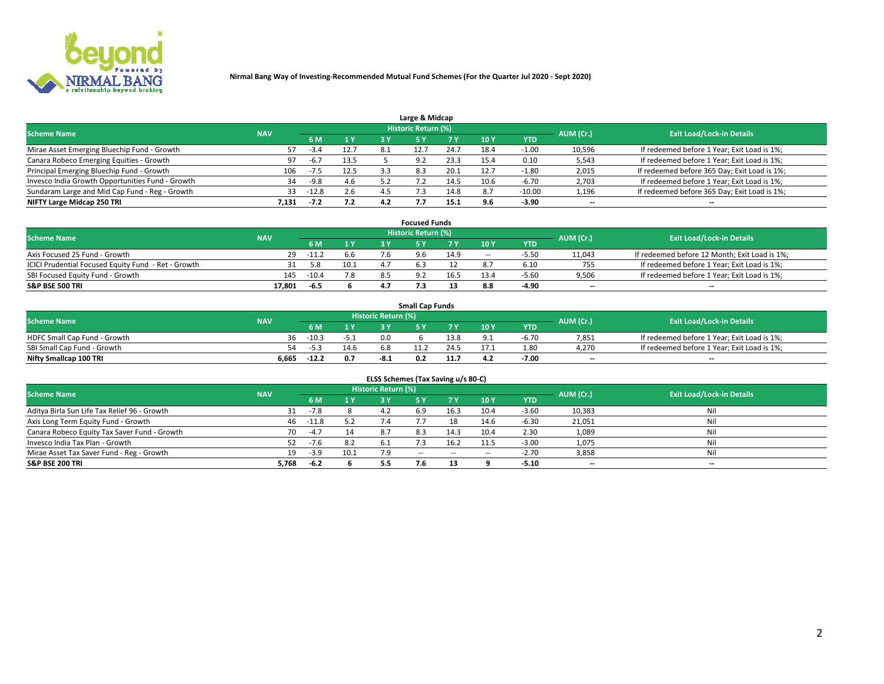# Nirmal Bang Way of Investing-Recommended Mutual Fund Schemes (For the Quarter Jul 2020 - Sept 2020)

## Large & Midcap

| Scheme Name | NAV | Historic Return (%) | | | | | | | AUM (Cr.) | Exit Load/Lock-in Details |
|---|---|---|---|---|---|---|---|---|---|---|
| | | 6 M | 1 Y | 3 Y | 5 Y | 7 Y | 10 Y | YTD | | |
| Mirae Asset Emerging Bluechip Fund - Growth | 57 | -3.4 | 12.7 | 8.1 | 12.7 | 24.7 | 18.4 | -1.00 | 10,596 | If redeemed before 1 Year; Exit Load is 1%; |
| Canara Robeco Emerging Equities - Growth | 97 | -6.7 | 13.5 | 5 | 9.2 | 23.3 | 15.4 | 0.10 | 5,543 | If redeemed before 1 Year; Exit Load is 1%; |
| Principal Emerging Bluechip Fund - Growth | 106 | -7.5 | 12.5 | 3.3 | 8.3 | 20.1 | 12.7 | -1.80 | 2,015 | If redeemed before 365 Day; Exit Load is 1%; |
| Invesco India Growth Opportunities Fund - Growth | 34 | -9.8 | 4.6 | 5.2 | 7.2 | 14.5 | 10.6 | -6.70 | 2,703 | If redeemed before 1 Year; Exit Load is 1%; |
| Sundaram Large and Mid Cap Fund - Reg - Growth | 33 | -12.8 | 2.6 | 4.5 | 7.3 | 14.8 | 8.7 | -10.00 | 1,196 | If redeemed before 365 Day; Exit Load is 1%; |
| **NIFTY Large Midcap 250 TRI** | **7,131** | **-7.2** | **7.2** | **4.2** | **7.7** | **15.1** | **9.6** | **-3.90** | -- | -- |

## Focused Funds

| Scheme Name | NAV | Historic Return (%) | | | | | | | AUM (Cr.) | Exit Load/Lock-in Details |
|---|---|---|---|---|---|---|---|---|---|---|
| | | 6 M | 1 Y | 3 Y | 5 Y | 7 Y | 10 Y | YTD | | |
| Axis Focused 25 Fund - Growth | 29 | -11.2 | 6.6 | 7.6 | 9.6 | 14.9 | -- | -5.50 | 11,043 | If redeemed before 12 Month; Exit Load is 1%; |
| ICICI Prudential Focused Equity Fund - Ret - Growth | 31 | 5.8 | 10.1 | 4.7 | 6.3 | 12 | 8.7 | 6.10 | 755 | If redeemed before 1 Year; Exit Load is 1%; |
| SBI Focused Equity Fund - Growth | 145 | -10.4 | 7.8 | 8.5 | 9.2 | 16.5 | 13.4 | -5.60 | 9,506 | If redeemed before 1 Year; Exit Load is 1%; |
| **S&P BSE 500 TRI** | **17,801** | **-6.5** | **6** | **4.7** | **7.3** | **13** | **8.8** | **-4.90** | -- | -- |

## Small Cap Funds

| Scheme Name | NAV | Historic Return (%) | | | | | | | AUM (Cr.) | Exit Load/Lock-in Details |
|---|---|---|---|---|---|---|---|---|---|---|
| | | 6 M | 1 Y | 3 Y | 5 Y | 7 Y | 10 Y | YTD | | |
| HDFC Small Cap Fund - Growth | 36 | -10.3 | -5.1 | 0.0 | 6 | 13.8 | 9.1 | -6.70 | 7,851 | If redeemed before 1 Year; Exit Load is 1%; |
| SBI Small Cap Fund - Growth | 54 | -5.3 | 14.6 | 6.8 | 11.2 | 24.5 | 17.1 | 1.80 | 4,270 | If redeemed before 1 Year; Exit Load is 1%; |
| **Nifty Smallcap 100 TRI** | **6,665** | **-12.2** | **0.7** | **-8.1** | **0.2** | **11.7** | **4.2** | **-7.00** | -- | -- |

## ELSS Schemes (Tax Saving u/s 80-C)

| Scheme Name | NAV | Historic Return (%) | | | | | | | AUM (Cr.) | Exit Load/Lock-in Details |
|---|---|---|---|---|---|---|---|---|---|---|
| | | 6 M | 1 Y | 3 Y | 5 Y | 7 Y | 10 Y | YTD | | |
| Aditya Birla Sun Life Tax Relief 96 - Growth | 31 | -7.8 | 8 | 4.2 | 6.9 | 16.3 | 10.4 | -3.60 | 10,383 | Nil |
| Axis Long Term Equity Fund - Growth | 46 | -11.8 | 5.2 | 7.4 | 7.7 | 18 | 14.6 | -6.30 | 21,051 | Nil |
| Canara Robeco Equity Tax Saver Fund - Growth | 70 | -4.7 | 14 | 8.7 | 8.3 | 14.3 | 10.4 | 2.30 | 1,089 | Nil |
| Invesco India Tax Plan - Growth | 52 | -7.6 | 8.2 | 6.1 | 7.3 | 16.2 | 11.5 | -3.00 | 1,075 | Nil |
| Mirae Asset Tax Saver Fund - Reg - Growth | 19 | -3.9 | 10.1 | 7.9 | -- | -- | -- | -2.70 | 3,858 | Nil |
| **S&P BSE 200 TRI** | **5,768** | **-6.2** | **6** | **5.5** | **7.6** | **13** | **9** | **-5.10** | -- | -- |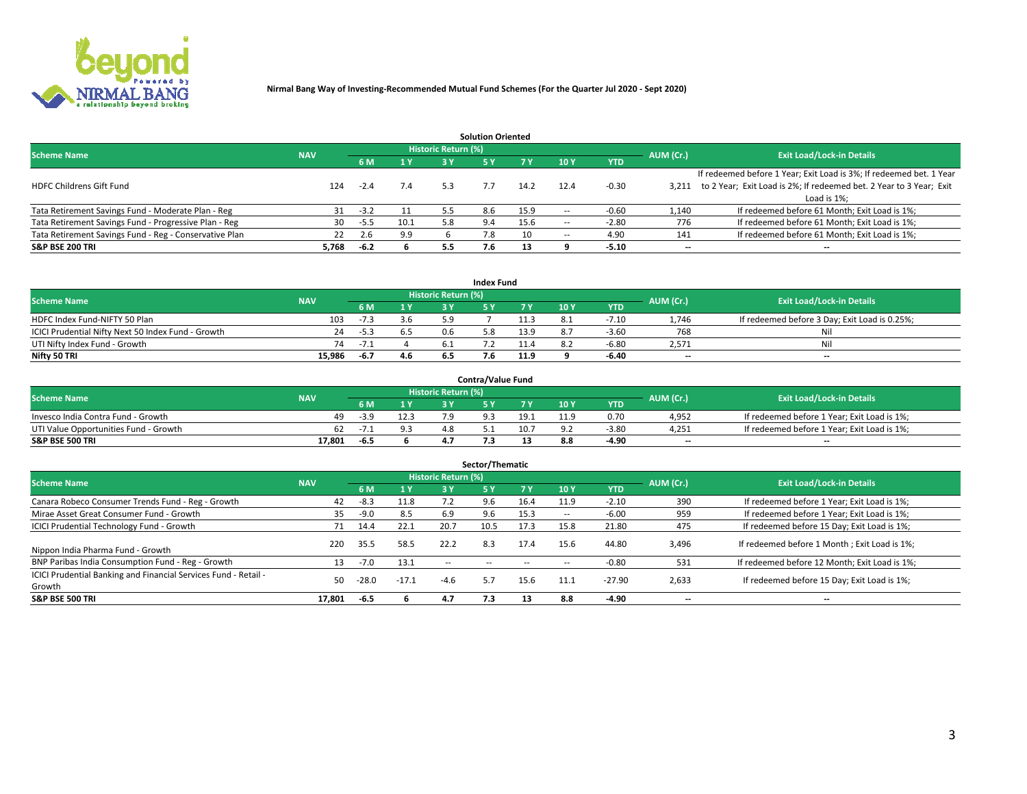**Nirmal Bang Way of Investing-Recommended Mutual Fund Schemes (For the Quarter Jul 2020 - Sept 2020)**

### Solution Oriented

| Scheme Name | NAV | Historic Return (%) | | | | | | | AUM (Cr.) | Exit Load/Lock-in Details |
|---|---|---|---|---|---|---|---|---|---|---|
| | | 6 M | 1 Y | 3 Y | 5 Y | 7 Y | 10 Y | YTD | | |
| HDFC Childrens Gift Fund | 124 | -2.4 | 7.4 | 5.3 | 7.7 | 14.2 | 12.4 | -0.30 | 3,211 | If redeemed before 1 Year; Exit Load is 3%; If redeemed bet. 1 Year to 2 Year; Exit Load is 2%; If redeemed bet. 2 Year to 3 Year; Exit Load is 1%; |
| Tata Retirement Savings Fund - Moderate Plan - Reg | 31 | -3.2 | 11 | 5.5 | 8.6 | 15.9 | -- | -0.60 | 1,140 | If redeemed before 61 Month; Exit Load is 1%; |
| Tata Retirement Savings Fund - Progressive Plan - Reg | 30 | -5.5 | 10.1 | 5.8 | 9.4 | 15.6 | -- | -2.80 | 776 | If redeemed before 61 Month; Exit Load is 1%; |
| Tata Retirement Savings Fund - Reg - Conservative Plan | 22 | 2.6 | 9.9 | 6 | 7.8 | 10 | -- | 4.90 | 141 | If redeemed before 61 Month; Exit Load is 1%; |
| **S&P BSE 200 TRI** | **5,768** | **-6.2** | **6** | **5.5** | **7.6** | **13** | **9** | **-5.10** | **--** | **--** |

### Index Fund

| Scheme Name | NAV | Historic Return (%) | | | | | | | AUM (Cr.) | Exit Load/Lock-in Details |
|---|---|---|---|---|---|---|---|---|---|---|
| | | 6 M | 1 Y | 3 Y | 5 Y | 7 Y | 10 Y | YTD | | |
| HDFC Index Fund-NIFTY 50 Plan | 103 | -7.3 | 3.6 | 5.9 | 7 | 11.3 | 8.1 | -7.10 | 1,746 | If redeemed before 3 Day; Exit Load is 0.25%; |
| ICICI Prudential Nifty Next 50 Index Fund - Growth | 24 | -5.3 | 6.5 | 0.6 | 5.8 | 13.9 | 8.7 | -3.60 | 768 | Nil |
| UTI Nifty Index Fund - Growth | 74 | -7.1 | 4 | 6.1 | 7.2 | 11.4 | 8.2 | -6.80 | 2,571 | Nil |
| **Nifty 50 TRI** | **15,986** | **-6.7** | **4.6** | **6.5** | **7.6** | **11.9** | **9** | **-6.40** | **--** | **--** |

### Contra/Value Fund

| Scheme Name | NAV | Historic Return (%) | | | | | | | AUM (Cr.) | Exit Load/Lock-in Details |
|---|---|---|---|---|---|---|---|---|---|---|
| | | 6 M | 1 Y | 3 Y | 5 Y | 7 Y | 10 Y | YTD | | |
| Invesco India Contra Fund - Growth | 49 | -3.9 | 12.3 | 7.9 | 9.3 | 19.1 | 11.9 | 0.70 | 4,952 | If redeemed before 1 Year; Exit Load is 1%; |
| UTI Value Opportunities Fund - Growth | 62 | -7.1 | 9.3 | 4.8 | 5.1 | 10.7 | 9.2 | -3.80 | 4,251 | If redeemed before 1 Year; Exit Load is 1%; |
| **S&P BSE 500 TRI** | **17,801** | **-6.5** | **6** | **4.7** | **7.3** | **13** | **8.8** | **-4.90** | **--** | **--** |

### Sector/Thematic

| Scheme Name | NAV | Historic Return (%) | | | | | | | AUM (Cr.) | Exit Load/Lock-in Details |
|---|---|---|---|---|---|---|---|---|---|---|
| | | 6 M | 1 Y | 3 Y | 5 Y | 7 Y | 10 Y | YTD | | |
| Canara Robeco Consumer Trends Fund - Reg - Growth | 42 | -8.3 | 11.8 | 7.2 | 9.6 | 16.4 | 11.9 | -2.10 | 390 | If redeemed before 1 Year; Exit Load is 1%; |
| Mirae Asset Great Consumer Fund - Growth | 35 | -9.0 | 8.5 | 6.9 | 9.6 | 15.3 | -- | -6.00 | 959 | If redeemed before 1 Year; Exit Load is 1%; |
| ICICI Prudential Technology Fund - Growth | 71 | 14.4 | 22.1 | 20.7 | 10.5 | 17.3 | 15.8 | 21.80 | 475 | If redeemed before 15 Day; Exit Load is 1%; |
| Nippon India Pharma Fund - Growth | 220 | 35.5 | 58.5 | 22.2 | 8.3 | 17.4 | 15.6 | 44.80 | 3,496 | If redeemed before 1 Month ; Exit Load is 1%; |
| BNP Paribas India Consumption Fund - Reg - Growth | 13 | -7.0 | 13.1 | -- | -- | -- | -- | -0.80 | 531 | If redeemed before 12 Month; Exit Load is 1%; |
| ICICI Prudential Banking and Financial Services Fund - Retail - Growth | 50 | -28.0 | -17.1 | -4.6 | 5.7 | 15.6 | 11.1 | -27.90 | 2,633 | If redeemed before 15 Day; Exit Load is 1%; |
| **S&P BSE 500 TRI** | **17,801** | **-6.5** | **6** | **4.7** | **7.3** | **13** | **8.8** | **-4.90** | **--** | **--** |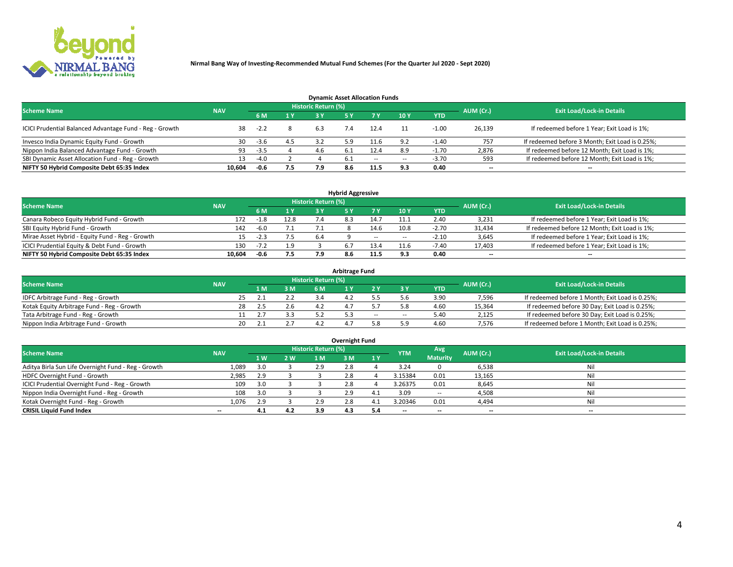Nirmal Bang Way of Investing-Recommended Mutual Fund Schemes (For the Quarter Jul 2020 - Sept 2020)

## Dynamic Asset Allocation Funds

| Scheme Name | NAV | Historic Return (%) | | | | | | | AUM (Cr.) | Exit Load/Lock-in Details |
|---|---|---|---|---|---|---|---|---|---|---|
| | | 6 M | 1 Y | 3 Y | 5 Y | 7 Y | 10 Y | YTD | | |
| ICICI Prudential Balanced Advantage Fund - Reg - Growth | 38 | -2.2 | 8 | 6.3 | 7.4 | 12.4 | 11 | -1.00 | 26,139 | If redeemed before 1 Year; Exit Load is 1%; |
| Invesco India Dynamic Equity Fund - Growth | 30 | -3.6 | 4.5 | 3.2 | 5.9 | 11.6 | 9.2 | -1.40 | 757 | If redeemed before 3 Month; Exit Load is 0.25%; |
| Nippon India Balanced Advantage Fund - Growth | 93 | -3.5 | 4 | 4.6 | 6.1 | 12.4 | 8.9 | -1.70 | 2,876 | If redeemed before 12 Month; Exit Load is 1%; |
| SBI Dynamic Asset Allocation Fund - Reg - Growth | 13 | -4.0 | 2 | 4 | 6.1 | -- | -- | -3.70 | 593 | If redeemed before 12 Month; Exit Load is 1%; |
| **NIFTY 50 Hybrid Composite Debt 65:35 Index** | **10,604** | **-0.6** | **7.5** | **7.9** | **8.6** | **11.5** | **9.3** | **0.40** | **--** | **--** |

## Hybrid Aggressive

| Scheme Name | NAV | Historic Return (%) | | | | | | | AUM (Cr.) | Exit Load/Lock-in Details |
|---|---|---|---|---|---|---|---|---|---|---|
| | | 6 M | 1 Y | 3 Y | 5 Y | 7 Y | 10 Y | YTD | | |
| Canara Robeco Equity Hybrid Fund - Growth | 172 | -1.8 | 12.8 | 7.4 | 8.3 | 14.7 | 11.1 | 2.40 | 3,231 | If redeemed before 1 Year; Exit Load is 1%; |
| SBI Equity Hybrid Fund - Growth | 142 | -6.0 | 7.1 | 7.1 | 8 | 14.6 | 10.8 | -2.70 | 31,434 | If redeemed before 12 Month; Exit Load is 1%; |
| Mirae Asset Hybrid - Equity Fund - Reg - Growth | 15 | -2.3 | 7.5 | 6.4 | 9 | -- | -- | -2.10 | 3,645 | If redeemed before 1 Year; Exit Load is 1%; |
| ICICI Prudential Equity & Debt Fund - Growth | 130 | -7.2 | 1.9 | 3 | 6.7 | 13.4 | 11.6 | -7.40 | 17,403 | If redeemed before 1 Year; Exit Load is 1%; |
| **NIFTY 50 Hybrid Composite Debt 65:35 Index** | **10,604** | **-0.6** | **7.5** | **7.9** | **8.6** | **11.5** | **9.3** | **0.40** | **--** | **--** |

## Arbitrage Fund

| Scheme Name | NAV | Historic Return (%) | | | | | | | AUM (Cr.) | Exit Load/Lock-in Details |
|---|---|---|---|---|---|---|---|---|---|---|
| | | 1 M | 3 M | 6 M | 1 Y | 2 Y | 3 Y | YTD | | |
| IDFC Arbitrage Fund - Reg - Growth | 25 | 2.1 | 2.2 | 3.4 | 4.2 | 5.5 | 5.6 | 3.90 | 7,596 | If redeemed before 1 Month; Exit Load is 0.25%; |
| Kotak Equity Arbitrage Fund - Reg - Growth | 28 | 2.5 | 2.6 | 4.2 | 4.7 | 5.7 | 5.8 | 4.60 | 15,364 | If redeemed before 30 Day; Exit Load is 0.25%; |
| Tata Arbitrage Fund - Reg - Growth | 11 | 2.7 | 3.3 | 5.2 | 5.3 | -- | -- | 5.40 | 2,125 | If redeemed before 30 Day; Exit Load is 0.25%; |
| Nippon India Arbitrage Fund - Growth | 20 | 2.1 | 2.7 | 4.2 | 4.7 | 5.8 | 5.9 | 4.60 | 7,576 | If redeemed before 1 Month; Exit Load is 0.25%; |

## Overnight Fund

| Scheme Name | NAV | Historic Return (%) | | | | | YTM | Avg Maturity | AUM (Cr.) | Exit Load/Lock-in Details |
|---|---|---|---|---|---|---|---|---|---|---|
| | | 1 W | 2 W | 1 M | 3 M | 1 Y | | | | |
| Aditya Birla Sun Life Overnight Fund - Reg - Growth | 1,089 | 3.0 | 3 | 2.9 | 2.8 | 4 | 3.24 | 0 | 6,538 | Nil |
| HDFC Overnight Fund - Growth | 2,985 | 2.9 | 3 | 3 | 2.8 | 4 | 3.15384 | 0.01 | 13,165 | Nil |
| ICICI Prudential Overnight Fund - Reg - Growth | 109 | 3.0 | 3 | 3 | 2.8 | 4 | 3.26375 | 0.01 | 8,645 | Nil |
| Nippon India Overnight Fund - Reg - Growth | 108 | 3.0 | 3 | 3 | 2.9 | 4.1 | 3.09 | -- | 4,508 | Nil |
| Kotak Overnight Fund - Reg - Growth | 1,076 | 2.9 | 3 | 2.9 | 2.8 | 4.1 | 3.20346 | 0.01 | 4,494 | Nil |
| **CRISIL Liquid Fund Index** | **--** | **4.1** | **4.2** | **3.9** | **4.3** | **5.4** | **--** | **--** | **--** | **--** |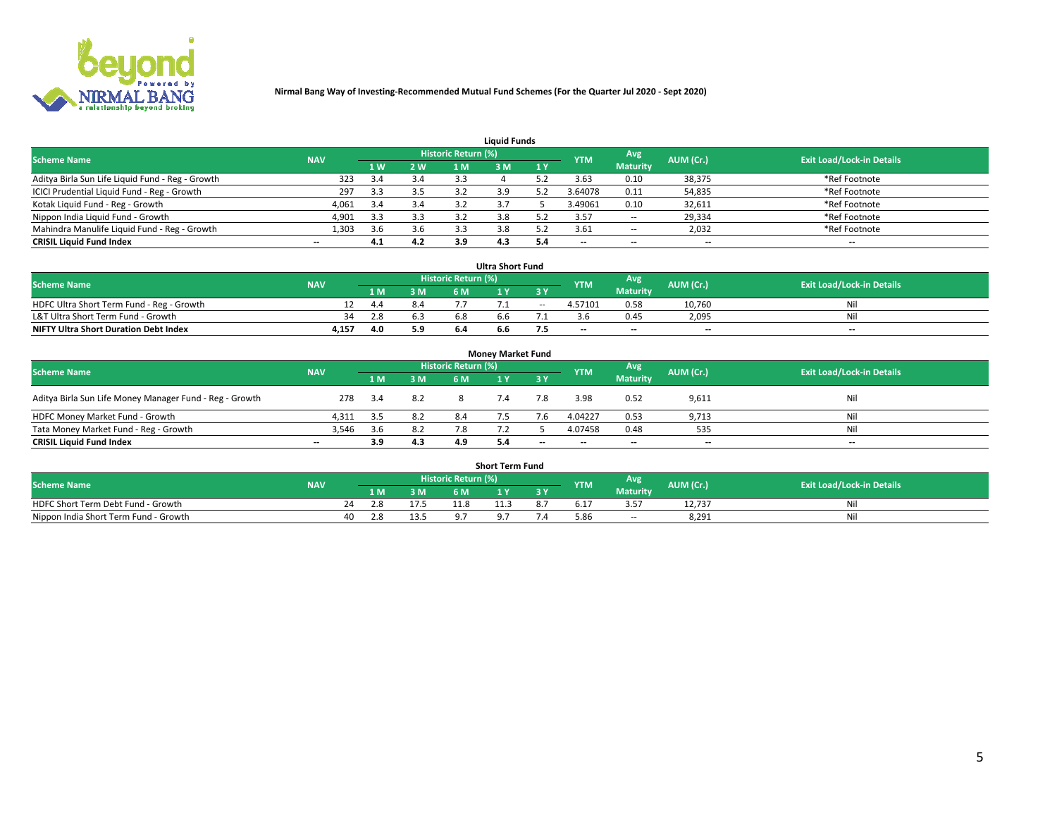**Nirmal Bang Way of Investing-Recommended Mutual Fund Schemes (For the Quarter Jul 2020 - Sept 2020)**

### Liquid Funds

| Scheme Name | NAV | Historic Return (%) | | | | | YTM | Avg Maturity | AUM (Cr.) | Exit Load/Lock-in Details |
|---|---|---|---|---|---|---|---|---|---|---|
| | | 1 W | 2 W | 1 M | 3 M | 1 Y | | | | |
| Aditya Birla Sun Life Liquid Fund - Reg - Growth | 323 | 3.4 | 3.4 | 3.3 | 4 | 5.2 | 3.63 | 0.10 | 38,375 | *Ref Footnote |
| ICICI Prudential Liquid Fund - Reg - Growth | 297 | 3.3 | 3.5 | 3.2 | 3.9 | 5.2 | 3.64078 | 0.11 | 54,835 | *Ref Footnote |
| Kotak Liquid Fund - Reg - Growth | 4,061 | 3.4 | 3.4 | 3.2 | 3.7 | 5 | 3.49061 | 0.10 | 32,611 | *Ref Footnote |
| Nippon India Liquid Fund - Growth | 4,901 | 3.3 | 3.3 | 3.2 | 3.8 | 5.2 | 3.57 | -- | 29,334 | *Ref Footnote |
| Mahindra Manulife Liquid Fund - Reg - Growth | 1,303 | 3.6 | 3.6 | 3.3 | 3.8 | 5.2 | 3.61 | -- | 2,032 | *Ref Footnote |
| **CRISIL Liquid Fund Index** | -- | **4.1** | **4.2** | **3.9** | **4.3** | **5.4** | -- | -- | -- | -- |

### Ultra Short Fund

| Scheme Name | NAV | Historic Return (%) | | | | | YTM | Avg Maturity | AUM (Cr.) | Exit Load/Lock-in Details |
|---|---|---|---|---|---|---|---|---|---|---|
| | | 1 M | 3 M | 6 M | 1 Y | 3 Y | | | | |
| HDFC Ultra Short Term Fund - Reg - Growth | 12 | 4.4 | 8.4 | 7.7 | 7.1 | -- | 4.57101 | 0.58 | 10,760 | Nil |
| L&T Ultra Short Term Fund - Growth | 34 | 2.8 | 6.3 | 6.8 | 6.6 | 7.1 | 3.6 | 0.45 | 2,095 | Nil |
| **NIFTY Ultra Short Duration Debt Index** | **4,157** | **4.0** | **5.9** | **6.4** | **6.6** | **7.5** | -- | -- | -- | -- |

### Money Market Fund

| Scheme Name | NAV | Historic Return (%) | | | | | YTM | Avg Maturity | AUM (Cr.) | Exit Load/Lock-in Details |
|---|---|---|---|---|---|---|---|---|---|---|
| | | 1 M | 3 M | 6 M | 1 Y | 3 Y | | | | |
| Aditya Birla Sun Life Money Manager Fund - Reg - Growth | 278 | 3.4 | 8.2 | 8 | 7.4 | 7.8 | 3.98 | 0.52 | 9,611 | Nil |
| HDFC Money Market Fund - Growth | 4,311 | 3.5 | 8.2 | 8.4 | 7.5 | 7.6 | 4.04227 | 0.53 | 9,713 | Nil |
| Tata Money Market Fund - Reg - Growth | 3,546 | 3.6 | 8.2 | 7.8 | 7.2 | 5 | 4.07458 | 0.48 | 535 | Nil |
| **CRISIL Liquid Fund Index** | -- | **3.9** | **4.3** | **4.9** | **5.4** | -- | -- | -- | -- | -- |

### Short Term Fund

| Scheme Name | NAV | Historic Return (%) | | | | | YTM | Avg Maturity | AUM (Cr.) | Exit Load/Lock-in Details |
|---|---|---|---|---|---|---|---|---|---|---|
| | | 1 M | 3 M | 6 M | 1 Y | 3 Y | | | | |
| HDFC Short Term Debt Fund - Growth | 24 | 2.8 | 17.5 | 11.8 | 11.3 | 8.7 | 6.17 | 3.57 | 12,737 | Nil |
| Nippon India Short Term Fund - Growth | 40 | 2.8 | 13.5 | 9.7 | 9.7 | 7.4 | 5.86 | -- | 8,291 | Nil |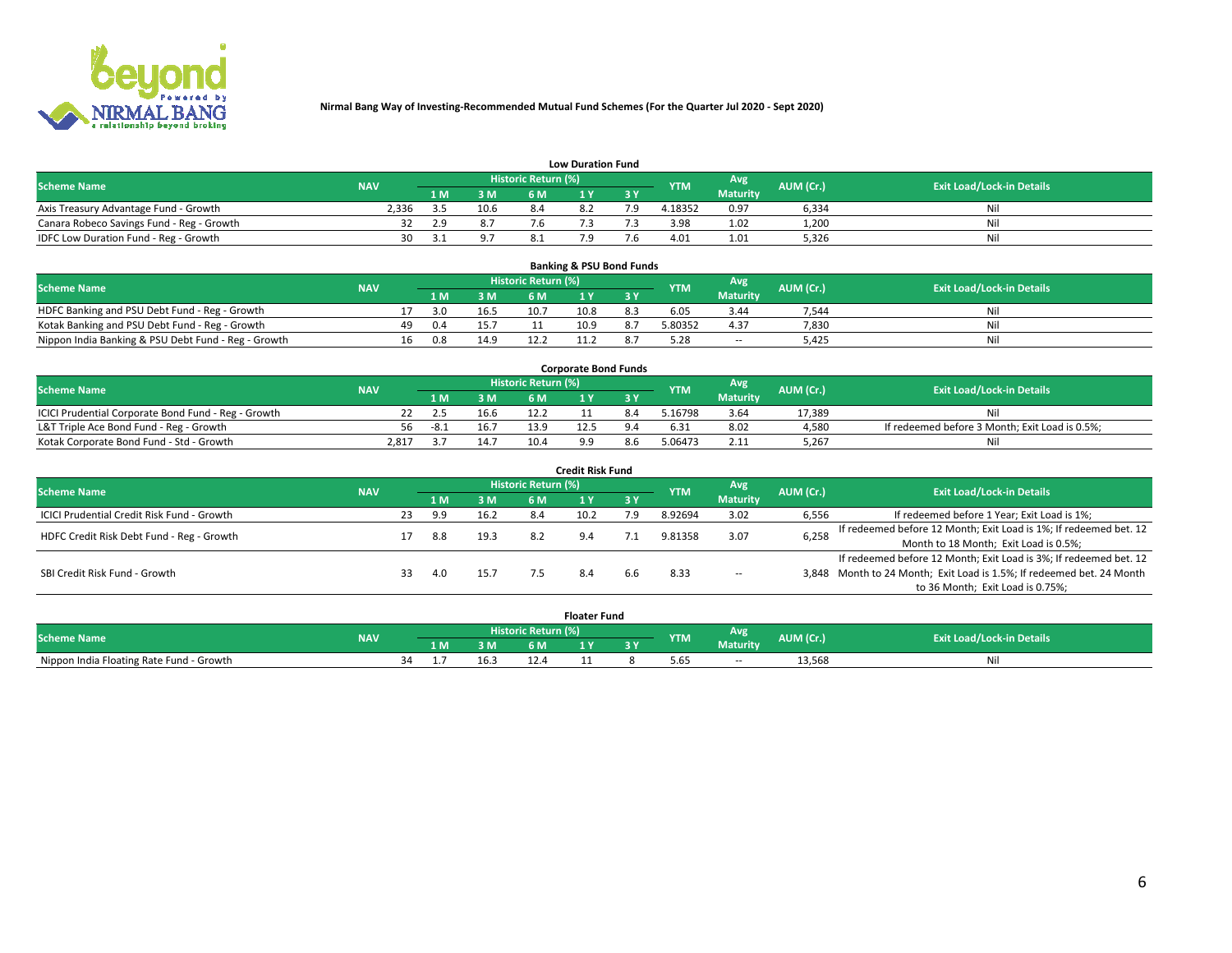**Nirmal Bang Way of Investing-Recommended Mutual Fund Schemes (For the Quarter Jul 2020 - Sept 2020)**

### Low Duration Fund

| Scheme Name | NAV | Historic Return (%) | | | | | YTM | Avg Maturity | AUM (Cr.) | Exit Load/Lock-in Details |
|---|---|---|---|---|---|---|---|---|---|---|
| | | 1 M | 3 M | 6 M | 1 Y | 3 Y | | | | |
| Axis Treasury Advantage Fund - Growth | 2,336 | 3.5 | 10.6 | 8.4 | 8.2 | 7.9 | 4.18352 | 0.97 | 6,334 | Nil |
| Canara Robeco Savings Fund - Reg - Growth | 32 | 2.9 | 8.7 | 7.6 | 7.3 | 7.3 | 3.98 | 1.02 | 1,200 | Nil |
| IDFC Low Duration Fund - Reg - Growth | 30 | 3.1 | 9.7 | 8.1 | 7.9 | 7.6 | 4.01 | 1.01 | 5,326 | Nil |

### Banking & PSU Bond Funds

| Scheme Name | NAV | Historic Return (%) | | | | | YTM | Avg Maturity | AUM (Cr.) | Exit Load/Lock-in Details |
|---|---|---|---|---|---|---|---|---|---|---|
| | | 1 M | 3 M | 6 M | 1 Y | 3 Y | | | | |
| HDFC Banking and PSU Debt Fund - Reg - Growth | 17 | 3.0 | 16.5 | 10.7 | 10.8 | 8.3 | 6.05 | 3.44 | 7,544 | Nil |
| Kotak Banking and PSU Debt Fund - Reg - Growth | 49 | 0.4 | 15.7 | 11 | 10.9 | 8.7 | 5.80352 | 4.37 | 7,830 | Nil |
| Nippon India Banking & PSU Debt Fund - Reg - Growth | 16 | 0.8 | 14.9 | 12.2 | 11.2 | 8.7 | 5.28 | -- | 5,425 | Nil |

### Corporate Bond Funds

| Scheme Name | NAV | Historic Return (%) | | | | | YTM | Avg Maturity | AUM (Cr.) | Exit Load/Lock-in Details |
|---|---|---|---|---|---|---|---|---|---|---|
| | | 1 M | 3 M | 6 M | 1 Y | 3 Y | | | | |
| ICICI Prudential Corporate Bond Fund - Reg - Growth | 22 | 2.5 | 16.6 | 12.2 | 11 | 8.4 | 5.16798 | 3.64 | 17,389 | Nil |
| L&T Triple Ace Bond Fund - Reg - Growth | 56 | -8.1 | 16.7 | 13.9 | 12.5 | 9.4 | 6.31 | 8.02 | 4,580 | If redeemed before 3 Month; Exit Load is 0.5%; |
| Kotak Corporate Bond Fund - Std - Growth | 2,817 | 3.7 | 14.7 | 10.4 | 9.9 | 8.6 | 5.06473 | 2.11 | 5,267 | Nil |

### Credit Risk Fund

| Scheme Name | NAV | Historic Return (%) | | | | | YTM | Avg Maturity | AUM (Cr.) | Exit Load/Lock-in Details |
|---|---|---|---|---|---|---|---|---|---|---|
| | | 1 M | 3 M | 6 M | 1 Y | 3 Y | | | | |
| ICICI Prudential Credit Risk Fund - Growth | 23 | 9.9 | 16.2 | 8.4 | 10.2 | 7.9 | 8.92694 | 3.02 | 6,556 | If redeemed before 1 Year; Exit Load is 1%; |
| HDFC Credit Risk Debt Fund - Reg - Growth | 17 | 8.8 | 19.3 | 8.2 | 9.4 | 7.1 | 9.81358 | 3.07 | 6,258 | If redeemed before 12 Month; Exit Load is 1%; If redeemed bet. 12 Month to 18 Month; Exit Load is 0.5%; |
| SBI Credit Risk Fund - Growth | 33 | 4.0 | 15.7 | 7.5 | 8.4 | 6.6 | 8.33 | -- | 3,848 | If redeemed before 12 Month; Exit Load is 3%; If redeemed bet. 12 Month to 24 Month; Exit Load is 1.5%; If redeemed bet. 24 Month to 36 Month; Exit Load is 0.75%; |

### Floater Fund

| Scheme Name | NAV | Historic Return (%) | | | | | YTM | Avg Maturity | AUM (Cr.) | Exit Load/Lock-in Details |
|---|---|---|---|---|---|---|---|---|---|---|
| | | 1 M | 3 M | 6 M | 1 Y | 3 Y | | | | |
| Nippon India Floating Rate Fund - Growth | 34 | 1.7 | 16.3 | 12.4 | 11 | 8 | 5.65 | -- | 13,568 | Nil |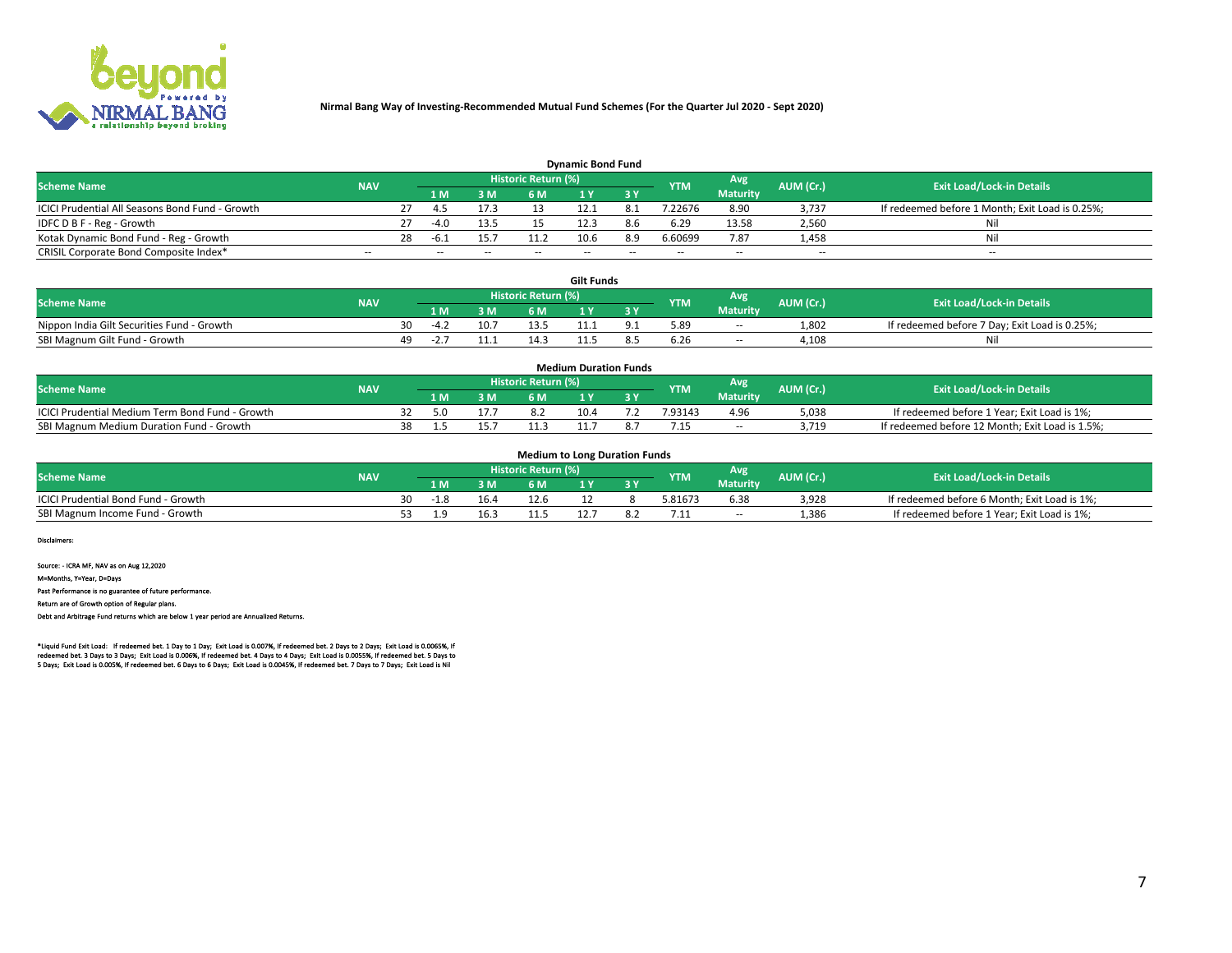**Nirmal Bang Way of Investing-Recommended Mutual Fund Schemes (For the Quarter Jul 2020 - Sept 2020)**

### Dynamic Bond Fund

| Scheme Name | NAV | Historic Return (%) | | | | | YTM | Avg Maturity | AUM (Cr.) | Exit Load/Lock-in Details |
|---|---|---|---|---|---|---|---|---|---|---|
| | | 1 M | 3 M | 6 M | 1 Y | 3 Y | | | | |
| ICICI Prudential All Seasons Bond Fund - Growth | 27 | 4.5 | 17.3 | 13 | 12.1 | 8.1 | 7.22676 | 8.90 | 3,737 | If redeemed before 1 Month; Exit Load is 0.25%; |
| IDFC D B F - Reg - Growth | 27 | -4.0 | 13.5 | 15 | 12.3 | 8.6 | 6.29 | 13.58 | 2,560 | Nil |
| Kotak Dynamic Bond Fund - Reg - Growth | 28 | -6.1 | 15.7 | 11.2 | 10.6 | 8.9 | 6.60699 | 7.87 | 1,458 | Nil |
| CRISIL Corporate Bond Composite Index* | -- | -- | -- | -- | -- | -- | -- | -- | -- | -- |

### Gilt Funds

| Scheme Name | NAV | Historic Return (%) | | | | | YTM | Avg Maturity | AUM (Cr.) | Exit Load/Lock-in Details |
|---|---|---|---|---|---|---|---|---|---|---|
| | | 1 M | 3 M | 6 M | 1 Y | 3 Y | | | | |
| Nippon India Gilt Securities Fund - Growth | 30 | -4.2 | 10.7 | 13.5 | 11.1 | 9.1 | 5.89 | -- | 1,802 | If redeemed before 7 Day; Exit Load is 0.25%; |
| SBI Magnum Gilt Fund - Growth | 49 | -2.7 | 11.1 | 14.3 | 11.5 | 8.5 | 6.26 | -- | 4,108 | Nil |

### Medium Duration Funds

| Scheme Name | NAV | Historic Return (%) | | | | | YTM | Avg Maturity | AUM (Cr.) | Exit Load/Lock-in Details |
|---|---|---|---|---|---|---|---|---|---|---|
| | | 1 M | 3 M | 6 M | 1 Y | 3 Y | | | | |
| ICICI Prudential Medium Term Bond Fund - Growth | 32 | 5.0 | 17.7 | 8.2 | 10.4 | 7.2 | 7.93143 | 4.96 | 5,038 | If redeemed before 1 Year; Exit Load is 1%; |
| SBI Magnum Medium Duration Fund - Growth | 38 | 1.5 | 15.7 | 11.3 | 11.7 | 8.7 | 7.15 | -- | 3,719 | If redeemed before 12 Month; Exit Load is 1.5%; |

### Medium to Long Duration Funds

| Scheme Name | NAV | Historic Return (%) | | | | | YTM | Avg Maturity | AUM (Cr.) | Exit Load/Lock-in Details |
|---|---|---|---|---|---|---|---|---|---|---|
| | | 1 M | 3 M | 6 M | 1 Y | 3 Y | | | | |
| ICICI Prudential Bond Fund - Growth | 30 | -1.8 | 16.4 | 12.6 | 12 | 8 | 5.81673 | 6.38 | 3,928 | If redeemed before 6 Month; Exit Load is 1%; |
| SBI Magnum Income Fund - Growth | 53 | 1.9 | 16.3 | 11.5 | 12.7 | 8.2 | 7.11 | -- | 1,386 | If redeemed before 1 Year; Exit Load is 1%; |

Disclaimers:

Source: - ICRA MF, NAV as on Aug 12,2020

M=Months, Y=Year, D=Days

Past Performance is no guarantee of future performance.

Return are of Growth option of Regular plans.

Debt and Arbitrage Fund returns which are below 1 year period are Annualized Returns.

*Liquid Fund Exit Load: If redeemed bet. 1 Day to 1 Day; Exit Load is 0.007%, If redeemed bet. 2 Days to 2 Days; Exit Load is 0.0065%, If redeemed bet. 3 Days to 3 Days; Exit Load is 0.006%, If redeemed bet. 4 Days to 4 Days; Exit Load is 0.0055%, If redeemed bet. 5 Days to 5 Days; Exit Load is 0.005%, If redeemed bet. 6 Days to 6 Days; Exit Load is 0.0045%, If redeemed bet. 7 Days to 7 Days; Exit Load is Nil